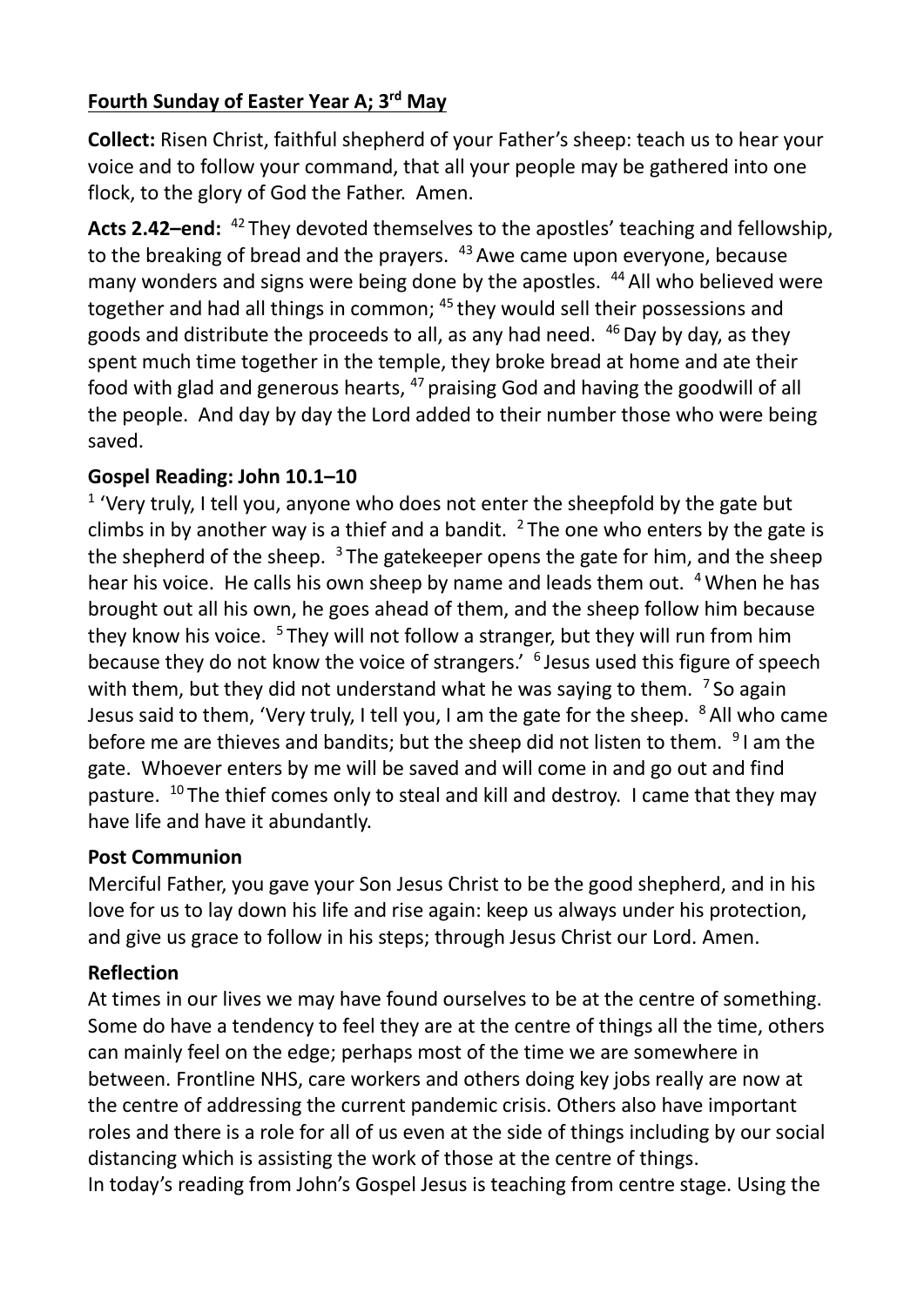# **Fourth Sunday of Easter Year A; 3rd May**

**Collect:** Risen Christ, faithful shepherd of your Father's sheep: teach us to hear your voice and to follow your command, that all your people may be gathered into one flock, to the glory of God the Father. Amen.

**Acts 2.42–end:** 42 They devoted themselves to the apostles' teaching and fellowship, to the breaking of bread and the prayers. 43 Awe came upon everyone, because many wonders and signs were being done by the apostles. 44 All who believed were together and had all things in common; 45 they would sell their possessions and goods and distribute the proceeds to all, as any had need. 46 Day by day, as they spent much time together in the temple, they broke bread at home and ate their food with glad and generous hearts, 47 praising God and having the goodwill of all the people. And day by day the Lord added to their number those who were being saved.

**Gospel Reading: John 10.1–10**

1 'Very truly, I tell you, anyone who does not enter the sheepfold by the gate but climbs in by another way is a thief and a bandit. 2 The one who enters by the gate is the shepherd of the sheep. 3 The gatekeeper opens the gate for him, and the sheep hear his voice. He calls his own sheep by name and leads them out. 4 When he has brought out all his own, he goes ahead of them, and the sheep follow him because they know his voice. 5 They will not follow a stranger, but they will run from him because they do not know the voice of strangers.' 6 Jesus used this figure of speech with them, but they did not understand what he was saying to them. 7 So again Jesus said to them, 'Very truly, I tell you, I am the gate for the sheep. 8 All who came before me are thieves and bandits; but the sheep did not listen to them. 9 I am the gate. Whoever enters by me will be saved and will come in and go out and find pasture. 10 The thief comes only to steal and kill and destroy. I came that they may have life and have it abundantly.

**Post Communion**

Merciful Father, you gave your Son Jesus Christ to be the good shepherd, and in his love for us to lay down his life and rise again: keep us always under his protection, and give us grace to follow in his steps; through Jesus Christ our Lord. Amen.

**Reflection**

At times in our lives we may have found ourselves to be at the centre of something. Some do have a tendency to feel they are at the centre of things all the time, others can mainly feel on the edge; perhaps most of the time we are somewhere in between. Frontline NHS, care workers and others doing key jobs really are now at the centre of addressing the current pandemic crisis. Others also have important roles and there is a role for all of us even at the side of things including by our social distancing which is assisting the work of those at the centre of things.

In today's reading from John's Gospel Jesus is teaching from centre stage. Using the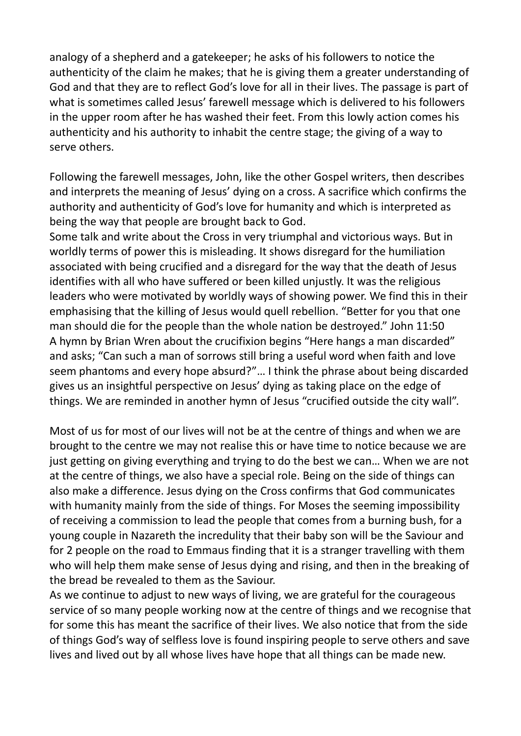analogy of a shepherd and a gatekeeper; he asks of his followers to notice the authenticity of the claim he makes; that he is giving them a greater understanding of God and that they are to reflect God's love for all in their lives. The passage is part of what is sometimes called Jesus' farewell message which is delivered to his followers in the upper room after he has washed their feet. From this lowly action comes his authenticity and his authority to inhabit the centre stage; the giving of a way to serve others.

Following the farewell messages, John, like the other Gospel writers, then describes and interprets the meaning of Jesus' dying on a cross. A sacrifice which confirms the authority and authenticity of God's love for humanity and which is interpreted as being the way that people are brought back to God.

Some talk and write about the Cross in very triumphal and victorious ways. But in worldly terms of power this is misleading. It shows disregard for the humiliation associated with being crucified and a disregard for the way that the death of Jesus identifies with all who have suffered or been killed unjustly. It was the religious leaders who were motivated by worldly ways of showing power. We find this in their emphasising that the killing of Jesus would quell rebellion. "Better for you that one man should die for the people than the whole nation be destroyed." John 11:50

A hymn by Brian Wren about the crucifixion begins "Here hangs a man discarded" and asks; "Can such a man of sorrows still bring a useful word when faith and love seem phantoms and every hope absurd?"… I think the phrase about being discarded gives us an insightful perspective on Jesus' dying as taking place on the edge of things. We are reminded in another hymn of Jesus "crucified outside the city wall".

Most of us for most of our lives will not be at the centre of things and when we are brought to the centre we may not realise this or have time to notice because we are just getting on giving everything and trying to do the best we can… When we are not at the centre of things, we also have a special role. Being on the side of things can also make a difference. Jesus dying on the Cross confirms that God communicates with humanity mainly from the side of things. For Moses the seeming impossibility of receiving a commission to lead the people that comes from a burning bush, for a young couple in Nazareth the incredulity that their baby son will be the Saviour and for 2 people on the road to Emmaus finding that it is a stranger travelling with them who will help them make sense of Jesus dying and rising, and then in the breaking of the bread be revealed to them as the Saviour.

As we continue to adjust to new ways of living, we are grateful for the courageous service of so many people working now at the centre of things and we recognise that for some this has meant the sacrifice of their lives. We also notice that from the side of things God's way of selfless love is found inspiring people to serve others and save lives and lived out by all whose lives have hope that all things can be made new.